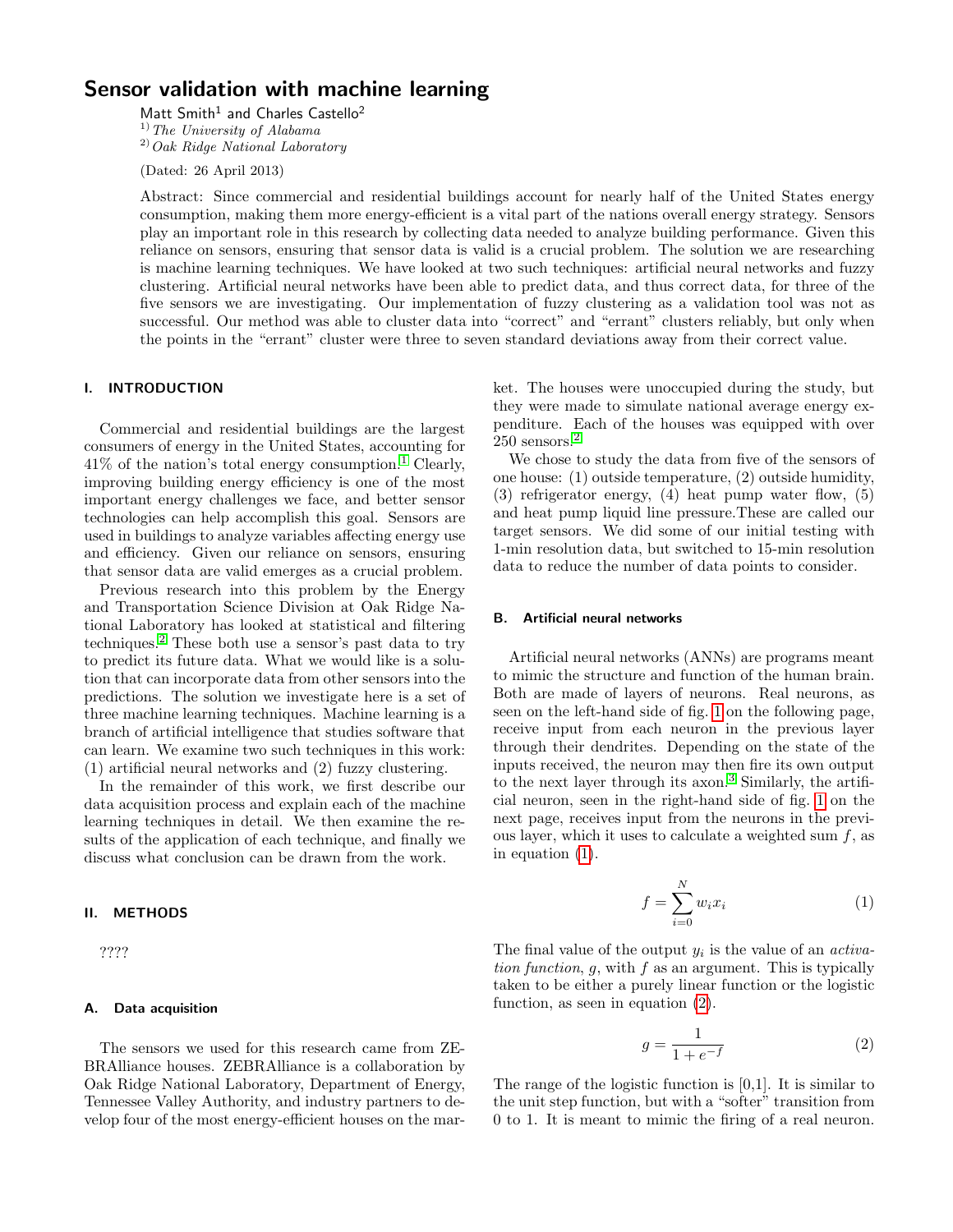# Sensor validation with machine learning

Matt Smith[1] and Charles Castello[2]

[1] *The University of Alabama*
[2] *Oak Ridge National Laboratory*

(Dated: 26 April 2013)

Abstract: Since commercial and residential buildings account for nearly half of the United States energy consumption, making them more energy-efficient is a vital part of the nations overall energy strategy. Sensors play an important role in this research by collecting data needed to analyze building performance. Given this reliance on sensors, ensuring that sensor data is valid is a crucial problem. The solution we are researching is machine learning techniques. We have looked at two such techniques: artificial neural networks and fuzzy clustering. Artificial neural networks have been able to predict data, and thus correct data, for three of the five sensors we are investigating. Our implementation of fuzzy clustering as a validation tool was not as successful. Our method was able to cluster data into "correct" and "errant" clusters reliably, but only when the points in the "errant" cluster were three to seven standard deviations away from their correct value.

## I. INTRODUCTION

Commercial and residential buildings are the largest consumers of energy in the United States, accounting for 41% of the nation's total energy consumption.[1] Clearly, improving building energy efficiency is one of the most important energy challenges we face, and better sensor technologies can help accomplish this goal. Sensors are used in buildings to analyze variables affecting energy use and efficiency. Given our reliance on sensors, ensuring that sensor data are valid emerges as a crucial problem.

Previous research into this problem by the Energy and Transportation Science Division at Oak Ridge National Laboratory has looked at statistical and filtering techniques.[2] These both use a sensor's past data to try to predict its future data. What we would like is a solution that can incorporate data from other sensors into the predictions. The solution we investigate here is a set of three machine learning techniques. Machine learning is a branch of artificial intelligence that studies software that can learn. We examine two such techniques in this work: (1) artificial neural networks and (2) fuzzy clustering.

In the remainder of this work, we first describe our data acquisition process and explain each of the machine learning techniques in detail. We then examine the results of the application of each technique, and finally we discuss what conclusion can be drawn from the work.

## II. METHODS

????

### A. Data acquisition

The sensors we used for this research came from ZEBRAlliance houses. ZEBRAlliance is a collaboration by Oak Ridge National Laboratory, Department of Energy, Tennessee Valley Authority, and industry partners to develop four of the most energy-efficient houses on the market. The houses were unoccupied during the study, but they were made to simulate national average energy expenditure. Each of the houses was equipped with over 250 sensors.[2]

We chose to study the data from five of the sensors of one house: (1) outside temperature, (2) outside humidity, (3) refrigerator energy, (4) heat pump water flow, (5) and heat pump liquid line pressure.These are called our target sensors. We did some of our initial testing with 1-min resolution data, but switched to 15-min resolution data to reduce the number of data points to consider.

### B. Artificial neural networks

Artificial neural networks (ANNs) are programs meant to mimic the structure and function of the human brain. Both are made of layers of neurons. Real neurons, as seen on the left-hand side of fig. 1 on the following page, receive input from each neuron in the previous layer through their dendrites. Depending on the state of the inputs received, the neuron may then fire its own output to the next layer through its axon.[3] Similarly, the artificial neuron, seen in the right-hand side of fig. 1 on the next page, receives input from the neurons in the previous layer, which it uses to calculate a weighted sum $f$, as in equation (1).

$$f = \sum_{i=0}^{N} w_i x_i \tag{1}$$

The final value of the output $y_i$ is the value of an *activation function*, $g$, with $f$ as an argument. This is typically taken to be either a purely linear function or the logistic function, as seen in equation (2).

$$g = \frac{1}{1 + e^{-f}} \tag{2}$$

The range of the logistic function is [0,1]. It is similar to the unit step function, but with a "softer" transition from 0 to 1. It is meant to mimic the firing of a real neuron.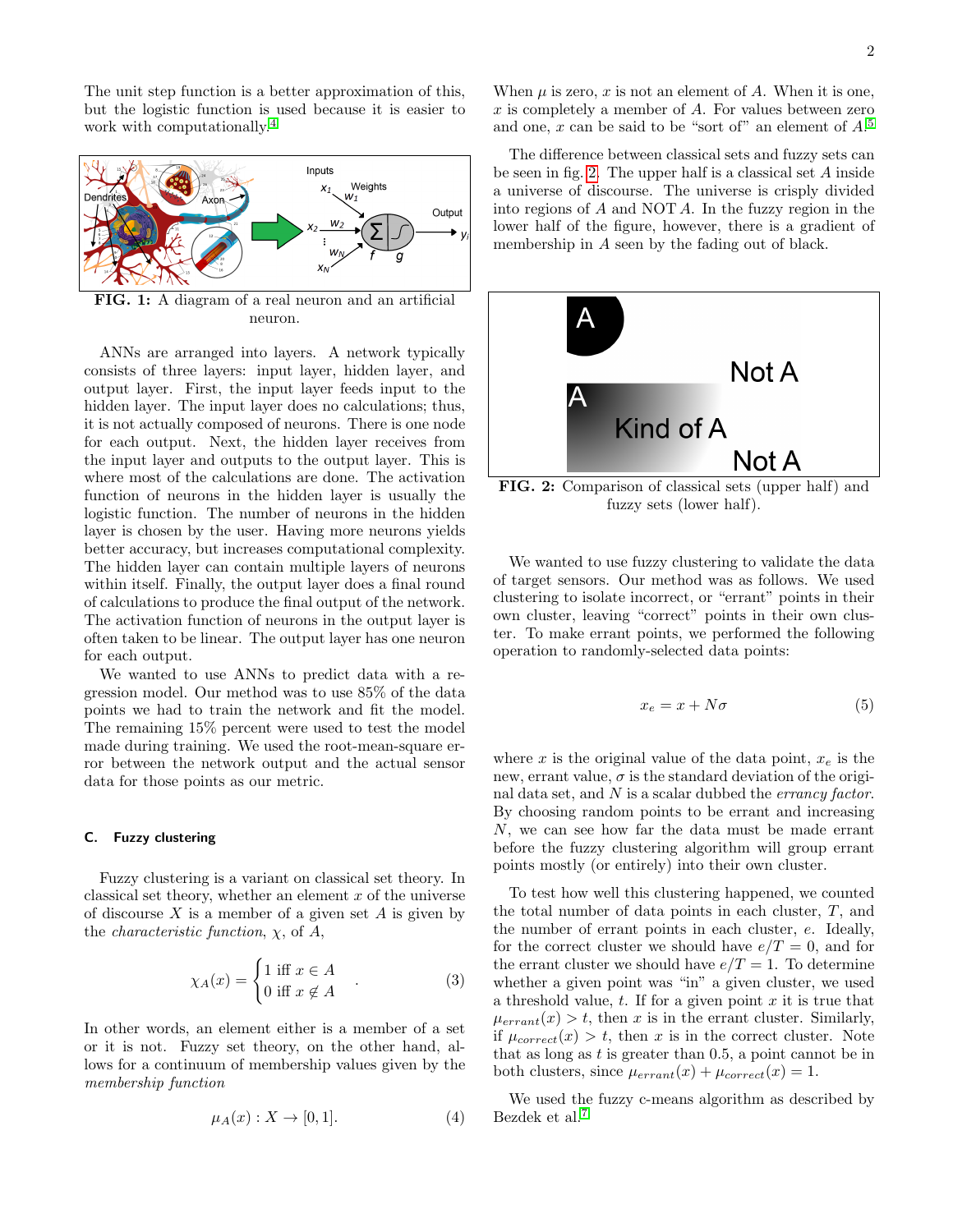The unit step function is a better approximation of this, but the logistic function is used because it is easier to work with computationally.[4]

**FIG. 1:** A diagram of a real neuron and an artificial neuron.

ANNs are arranged into layers. A network typically consists of three layers: input layer, hidden layer, and output layer. First, the input layer feeds input to the hidden layer. The input layer does no calculations; thus, it is not actually composed of neurons. There is one node for each output. Next, the hidden layer receives from the input layer and outputs to the output layer. This is where most of the calculations are done. The activation function of neurons in the hidden layer is usually the logistic function. The number of neurons in the hidden layer is chosen by the user. Having more neurons yields better accuracy, but increases computational complexity. The hidden layer can contain multiple layers of neurons within itself. Finally, the output layer does a final round of calculations to produce the final output of the network. The activation function of neurons in the output layer is often taken to be linear. The output layer has one neuron for each output.

We wanted to use ANNs to predict data with a regression model. Our method was to use 85% of the data points we had to train the network and fit the model. The remaining 15% percent were used to test the model made during training. We used the root-mean-square error between the network output and the actual sensor data for those points as our metric.

### C. Fuzzy clustering

Fuzzy clustering is a variant on classical set theory. In classical set theory, whether an element $x$ of the universe of discourse $X$ is a member of a given set $A$ is given by the *characteristic function*, $\chi$, of $A$,

$$\chi_A(x) = \begin{cases} 1 \text{ iff } x \in A \\ 0 \text{ iff } x \notin A \end{cases} . \tag{3}$$

In other words, an element either is a member of a set or it is not. Fuzzy set theory, on the other hand, allows for a continuum of membership values given by the *membership function*

$$\mu_A(x) : X \to [0, 1]. \tag{4}$$

When $\mu$ is zero, $x$ is not an element of $A$. When it is one, $x$ is completely a member of $A$. For values between zero and one, $x$ can be said to be "sort of" an element of $A$.[5]

The difference between classical sets and fuzzy sets can be seen in fig. 2. The upper half is a classical set $A$ inside a universe of discourse. The universe is crisply divided into regions of $A$ and NOT $A$. In the fuzzy region in the lower half of the figure, however, there is a gradient of membership in $A$ seen by the fading out of black.

**FIG. 2:** Comparison of classical sets (upper half) and fuzzy sets (lower half).

We wanted to use fuzzy clustering to validate the data of target sensors. Our method was as follows. We used clustering to isolate incorrect, or "errant" points in their own cluster, leaving "correct" points in their own cluster. To make errant points, we performed the following operation to randomly-selected data points:

$$x_e = x + N\sigma \tag{5}$$

where $x$ is the original value of the data point, $x_e$ is the new, errant value, $\sigma$ is the standard deviation of the original data set, and $N$ is a scalar dubbed the *errancy factor*. By choosing random points to be errant and increasing $N$, we can see how far the data must be made errant before the fuzzy clustering algorithm will group errant points mostly (or entirely) into their own cluster.

To test how well this clustering happened, we counted the total number of data points in each cluster, $T$, and the number of errant points in each cluster, $e$. Ideally, for the correct cluster we should have $e/T = 0$, and for the errant cluster we should have $e/T = 1$. To determine whether a given point was "in" a given cluster, we used a threshold value, $t$. If for a given point $x$ it is true that $\mu_{errant}(x) > t$, then $x$ is in the errant cluster. Similarly, if $\mu_{correct}(x) > t$, then $x$ is in the correct cluster. Note that as long as $t$ is greater than 0.5, a point cannot be in both clusters, since $\mu_{errant}(x) + \mu_{correct}(x) = 1$.

We used the fuzzy c-means algorithm as described by Bezdek et al.[7]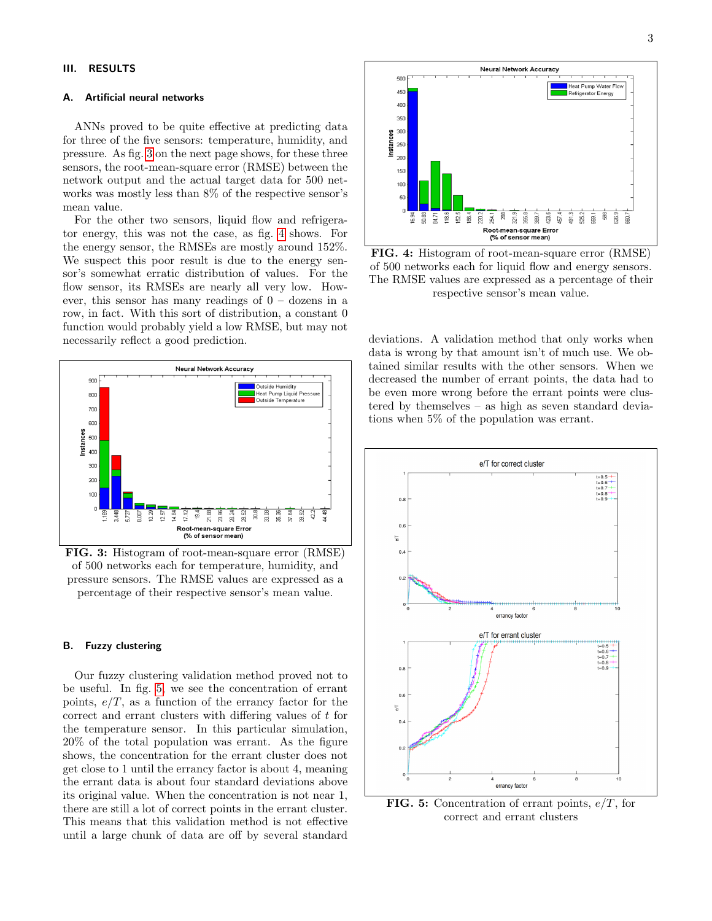## III. RESULTS

### A. Artificial neural networks

ANNs proved to be quite effective at predicting data for three of the five sensors: temperature, humidity, and pressure. As fig. 3 on the next page shows, for these three sensors, the root-mean-square error (RMSE) between the network output and the actual target data for 500 networks was mostly less than 8% of the respective sensor's mean value.

For the other two sensors, liquid flow and refrigerator energy, this was not the case, as fig. 4 shows. For the energy sensor, the RMSEs are mostly around 152%. We suspect this poor result is due to the energy sensor's somewhat erratic distribution of values. For the flow sensor, its RMSEs are nearly all very low. However, this sensor has many readings of 0 – dozens in a row, in fact. With this sort of distribution, a constant 0 function would probably yield a low RMSE, but may not necessarily reflect a good prediction.

**FIG. 3:** Histogram of root-mean-square error (RMSE) of 500 networks each for temperature, humidity, and pressure sensors. The RMSE values are expressed as a percentage of their respective sensor's mean value.

**FIG. 4:** Histogram of root-mean-square error (RMSE) of 500 networks each for liquid flow and energy sensors. The RMSE values are expressed as a percentage of their respective sensor's mean value.

### B. Fuzzy clustering

Our fuzzy clustering validation method proved not to be useful. In fig. 5, we see the concentration of errant points, $e/T$, as a function of the errancy factor for the correct and errant clusters with differing values of $t$ for the temperature sensor. In this particular simulation, 20% of the total population was errant. As the figure shows, the concentration for the errant cluster does not get close to 1 until the errancy factor is about 4, meaning the errant data is about four standard deviations above its original value. When the concentration is not near 1, there are still a lot of correct points in the errant cluster. This means that this validation method is not effective until a large chunk of data are off by several standard deviations. A validation method that only works when data is wrong by that amount isn't of much use. We obtained similar results with the other sensors. When we decreased the number of errant points, the data had to be even more wrong before the errant points were clustered by themselves – as high as seven standard deviations when 5% of the population was errant.

**FIG. 5:** Concentration of errant points, $e/T$, for correct and errant clusters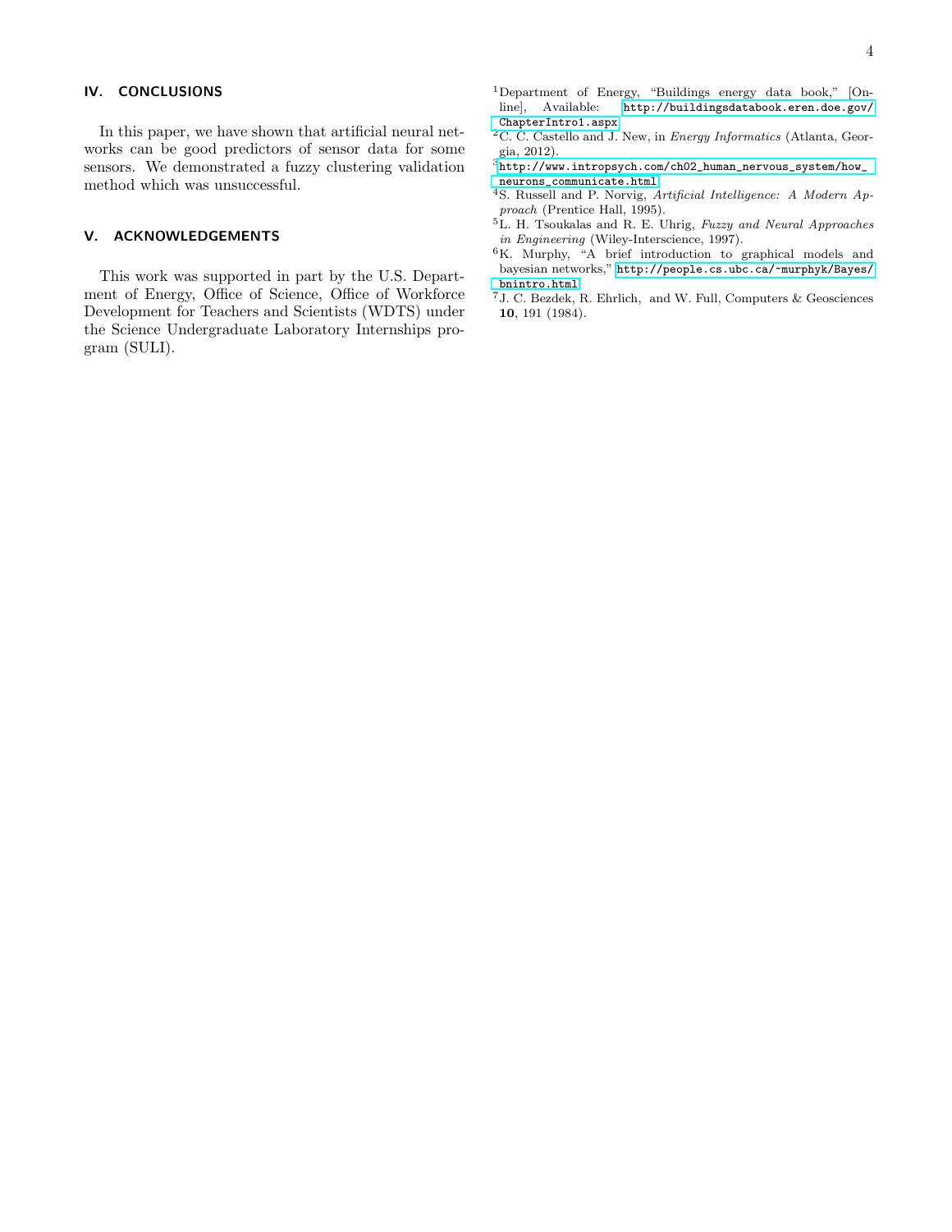## IV. CONCLUSIONS

In this paper, we have shown that artificial neural networks can be good predictors of sensor data for some sensors. We demonstrated a fuzzy clustering validation method which was unsuccessful.

## V. ACKNOWLEDGEMENTS

This work was supported in part by the U.S. Department of Energy, Office of Science, Office of Workforce Development for Teachers and Scientists (WDTS) under the Science Undergraduate Laboratory Internships program (SULI).

[1] Department of Energy, "Buildings energy data book," [Online], Available: http://buildingsdatabook.eren.doe.gov/ChapterIntro1.aspx

[2] C. C. Castello and J. New, in *Energy Informatics* (Atlanta, Georgia, 2012).

[3] http://www.intropsych.com/ch02_human_nervous_system/how_neurons_communicate.html

[4] S. Russell and P. Norvig, *Artificial Intelligence: A Modern Approach* (Prentice Hall, 1995).

[5] L. H. Tsoukalas and R. E. Uhrig, *Fuzzy and Neural Approaches in Engineering* (Wiley-Interscience, 1997).

[6] K. Murphy, "A brief introduction to graphical models and bayesian networks," http://people.cs.ubc.ca/~murphyk/Bayes/bnintro.html

[7] J. C. Bezdek, R. Ehrlich, and W. Full, Computers & Geosciences **10**, 191 (1984).